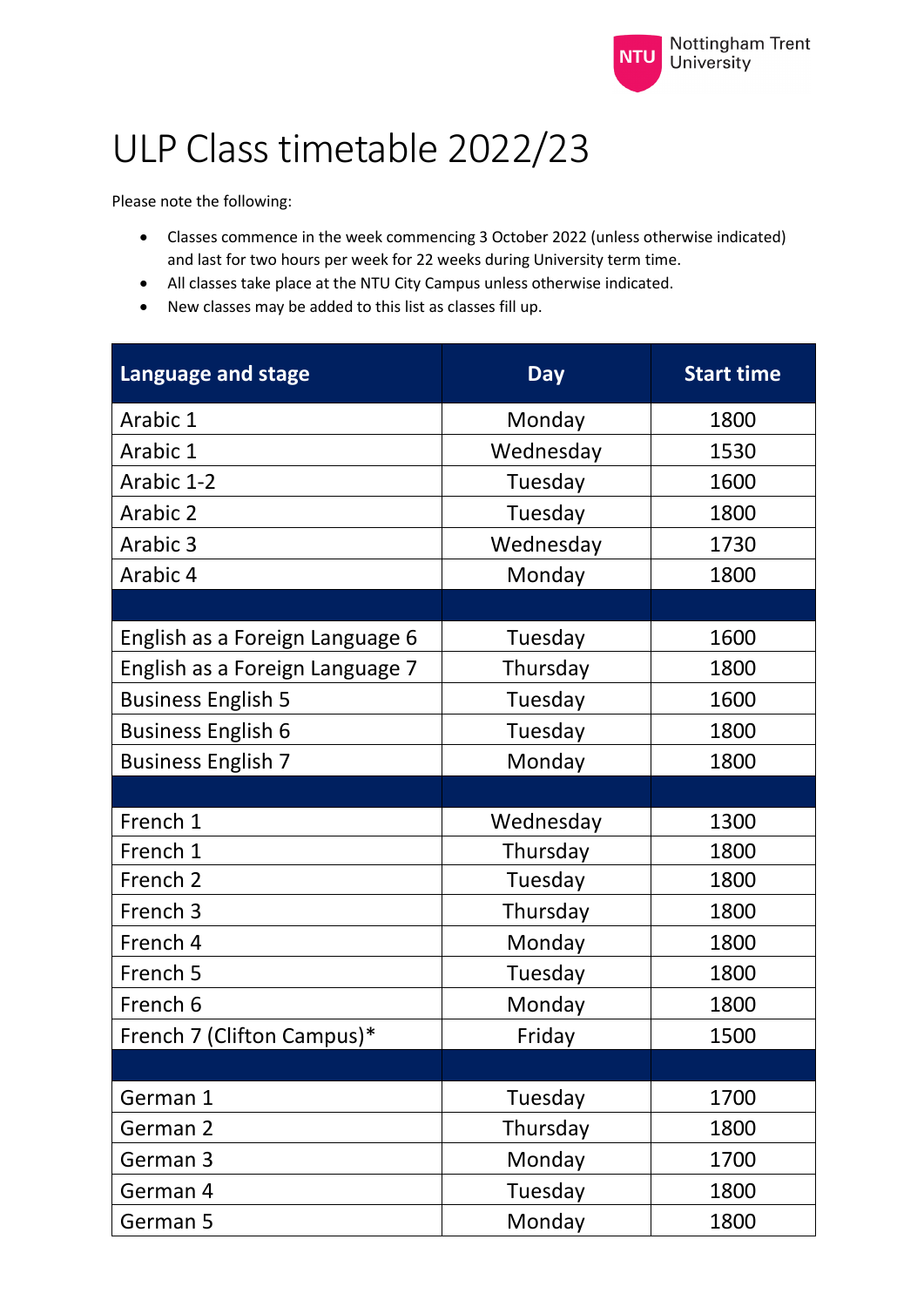# ULP Class timetable 2022/23

Please note the following:

- Classes commence in the week commencing 3 October 2022 (unless otherwise indicated) and last for two hours per week for 22 weeks during University term time.
- All classes take place at the NTU City Campus unless otherwise indicated.
- New classes may be added to this list as classes fill up.

| Language and stage | Day | Start time |
|---|---|---|
| Arabic 1 | Monday | 1800 |
| Arabic 1 | Wednesday | 1530 |
| Arabic 1-2 | Tuesday | 1600 |
| Arabic 2 | Tuesday | 1800 |
| Arabic 3 | Wednesday | 1730 |
| Arabic 4 | Monday | 1800 |
| | | |
| English as a Foreign Language 6 | Tuesday | 1600 |
| English as a Foreign Language 7 | Thursday | 1800 |
| Business English 5 | Tuesday | 1600 |
| Business English 6 | Tuesday | 1800 |
| Business English 7 | Monday | 1800 |
| | | |
| French 1 | Wednesday | 1300 |
| French 1 | Thursday | 1800 |
| French 2 | Tuesday | 1800 |
| French 3 | Thursday | 1800 |
| French 4 | Monday | 1800 |
| French 5 | Tuesday | 1800 |
| French 6 | Monday | 1800 |
| French 7 (Clifton Campus)* | Friday | 1500 |
| | | |
| German 1 | Tuesday | 1700 |
| German 2 | Thursday | 1800 |
| German 3 | Monday | 1700 |
| German 4 | Tuesday | 1800 |
| German 5 | Monday | 1800 |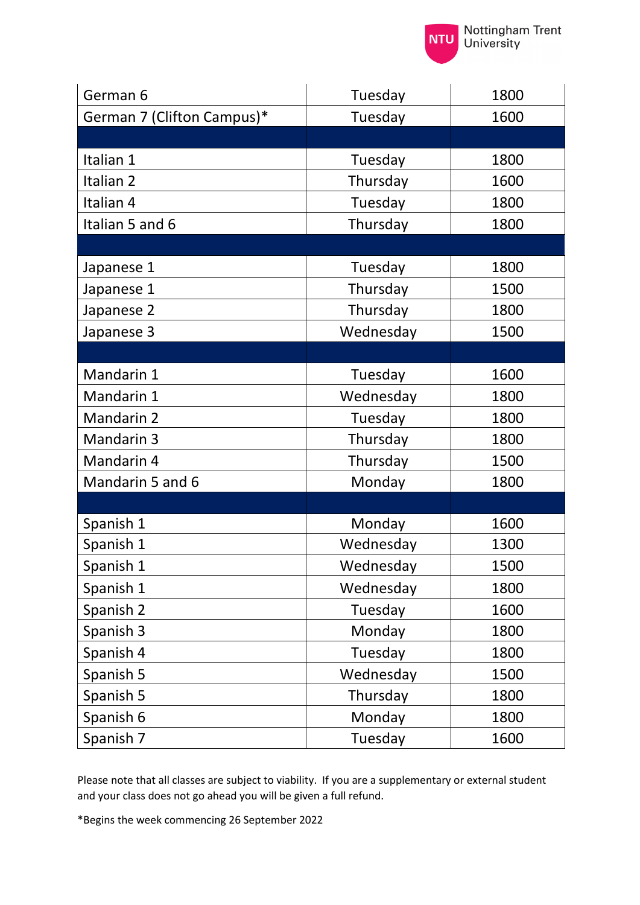| | | |
|---|---|---|
| German 6 | Tuesday | 1800 |
| German 7 (Clifton Campus)* | Tuesday | 1600 |
| | | |
| Italian 1 | Tuesday | 1800 |
| Italian 2 | Thursday | 1600 |
| Italian 4 | Tuesday | 1800 |
| Italian 5 and 6 | Thursday | 1800 |
| | | |
| Japanese 1 | Tuesday | 1800 |
| Japanese 1 | Thursday | 1500 |
| Japanese 2 | Thursday | 1800 |
| Japanese 3 | Wednesday | 1500 |
| | | |
| Mandarin 1 | Tuesday | 1600 |
| Mandarin 1 | Wednesday | 1800 |
| Mandarin 2 | Tuesday | 1800 |
| Mandarin 3 | Thursday | 1800 |
| Mandarin 4 | Thursday | 1500 |
| Mandarin 5 and 6 | Monday | 1800 |
| | | |
| Spanish 1 | Monday | 1600 |
| Spanish 1 | Wednesday | 1300 |
| Spanish 1 | Wednesday | 1500 |
| Spanish 1 | Wednesday | 1800 |
| Spanish 2 | Tuesday | 1600 |
| Spanish 3 | Monday | 1800 |
| Spanish 4 | Tuesday | 1800 |
| Spanish 5 | Wednesday | 1500 |
| Spanish 5 | Thursday | 1800 |
| Spanish 6 | Monday | 1800 |
| Spanish 7 | Tuesday | 1600 |

Please note that all classes are subject to viability. If you are a supplementary or external student and your class does not go ahead you will be given a full refund.

*Begins the week commencing 26 September 2022